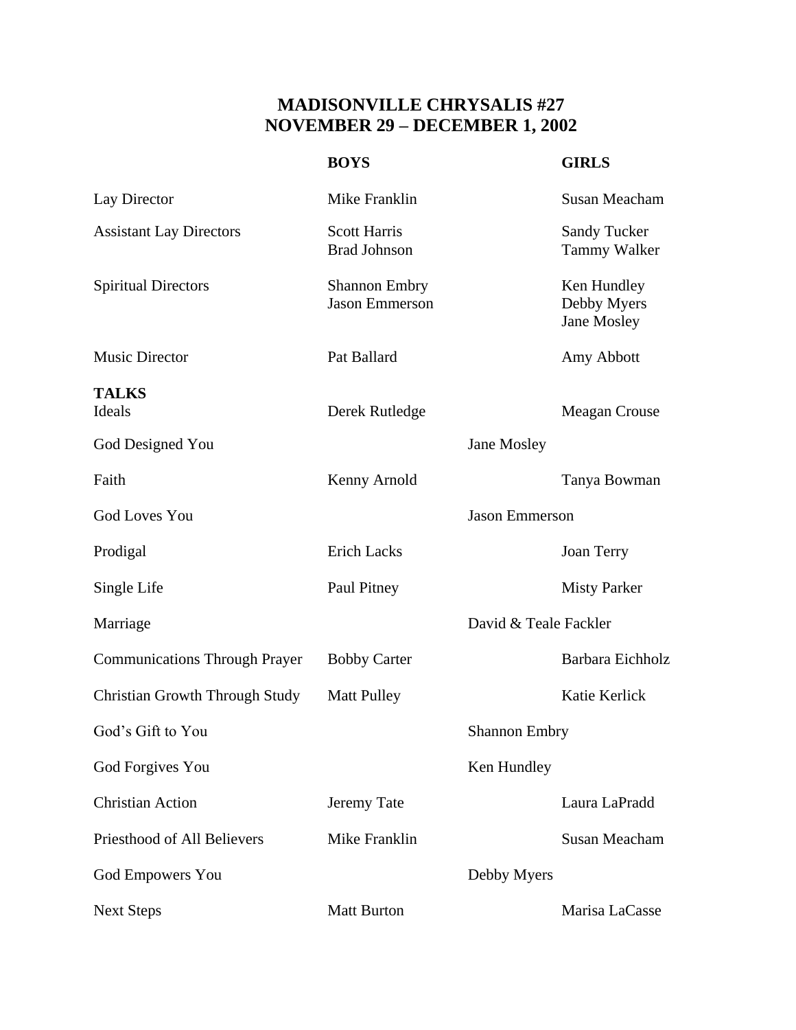# MADISONVILLE CHRYSALIS #27
# NOVEMBER 29 – DECEMBER 1, 2002

| | BOYS | | GIRLS |
|---|---|---|---|
| Lay Director | Mike Franklin | | Susan Meacham |
| Assistant Lay Directors | Scott Harris<br>Brad Johnson | | Sandy Tucker<br>Tammy Walker |
| Spiritual Directors | Shannon Embry<br>Jason Emmerson | | Ken Hundley<br>Debby Myers<br>Jane Mosley |
| Music Director | Pat Ballard | | Amy Abbott |
| **TALKS** | | | |
| Ideals | Derek Rutledge | | Meagan Crouse |
| God Designed You | | Jane Mosley | |
| Faith | Kenny Arnold | | Tanya Bowman |
| God Loves You | | Jason Emmerson | |
| Prodigal | Erich Lacks | | Joan Terry |
| Single Life | Paul Pitney | | Misty Parker |
| Marriage | | David & Teale Fackler | |
| Communications Through Prayer | Bobby Carter | | Barbara Eichholz |
| Christian Growth Through Study | Matt Pulley | | Katie Kerlick |
| God's Gift to You | | Shannon Embry | |
| God Forgives You | | Ken Hundley | |
| Christian Action | Jeremy Tate | | Laura LaPradd |
| Priesthood of All Believers | Mike Franklin | | Susan Meacham |
| God Empowers You | | Debby Myers | |
| Next Steps | Matt Burton | | Marisa LaCasse |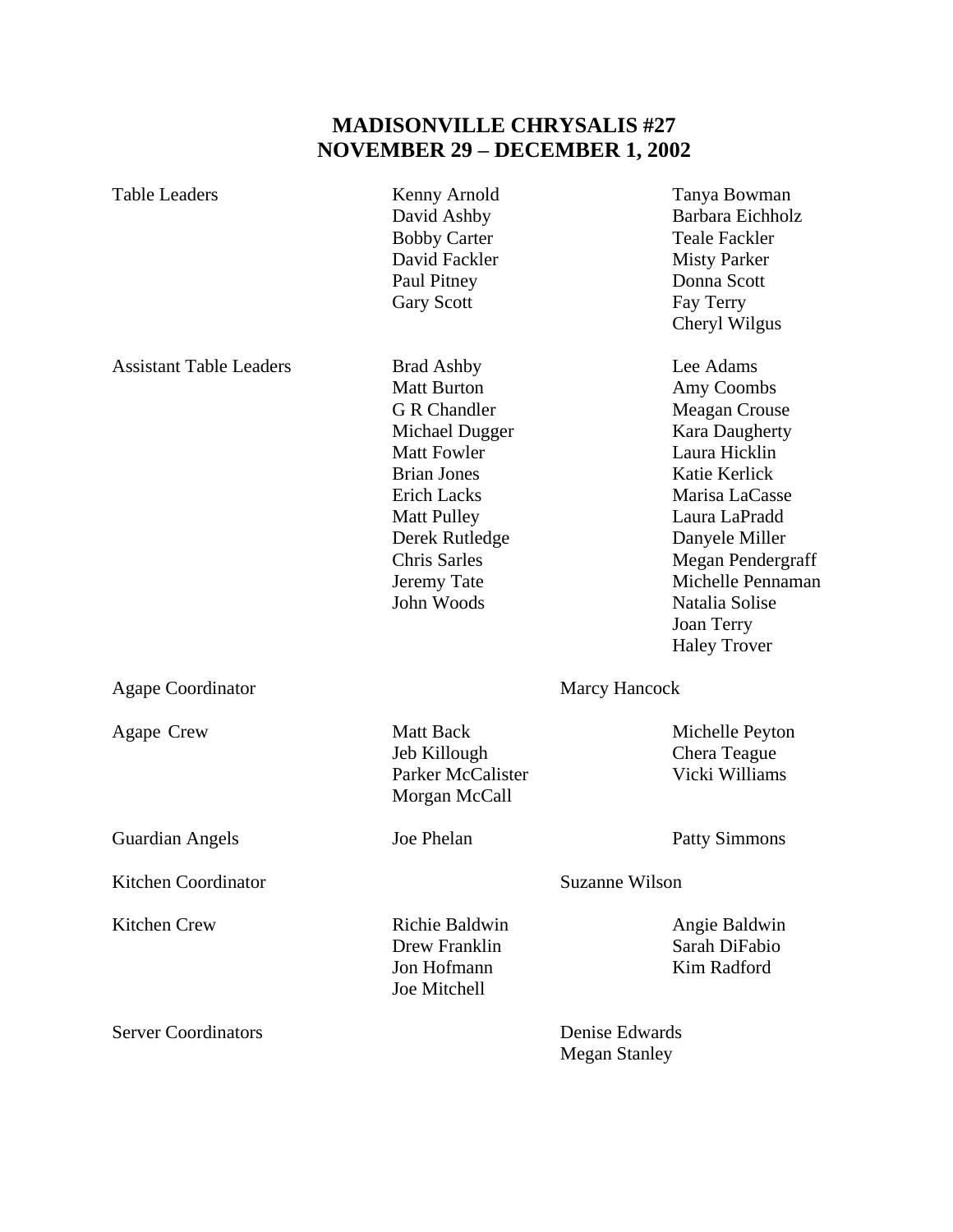## MADISONVILLE CHRYSALIS #27
## NOVEMBER 29 – DECEMBER 1, 2002

| | | |
|---|---|---|
| Table Leaders | Kenny Arnold<br>David Ashby<br>Bobby Carter<br>David Fackler<br>Paul Pitney<br>Gary Scott | Tanya Bowman<br>Barbara Eichholz<br>Teale Fackler<br>Misty Parker<br>Donna Scott<br>Fay Terry<br>Cheryl Wilgus |
| Assistant Table Leaders | Brad Ashby<br>Matt Burton<br>G R Chandler<br>Michael Dugger<br>Matt Fowler<br>Brian Jones<br>Erich Lacks<br>Matt Pulley<br>Derek Rutledge<br>Chris Sarles<br>Jeremy Tate<br>John Woods | Lee Adams<br>Amy Coombs<br>Meagan Crouse<br>Kara Daugherty<br>Laura Hicklin<br>Katie Kerlick<br>Marisa LaCasse<br>Laura LaPradd<br>Danyele Miller<br>Megan Pendergraff<br>Michelle Pennaman<br>Natalia Solise<br>Joan Terry<br>Haley Trover |
| Agape Coordinator | Marcy Hancock | |
| Agape Crew | Matt Back<br>Jeb Killough<br>Parker McCalister<br>Morgan McCall | Michelle Peyton<br>Chera Teague<br>Vicki Williams |
| Guardian Angels | Joe Phelan | Patty Simmons |
| Kitchen Coordinator | Suzanne Wilson | |
| Kitchen Crew | Richie Baldwin<br>Drew Franklin<br>Jon Hofmann<br>Joe Mitchell | Angie Baldwin<br>Sarah DiFabio<br>Kim Radford |
| Server Coordinators | Denise Edwards<br>Megan Stanley | |